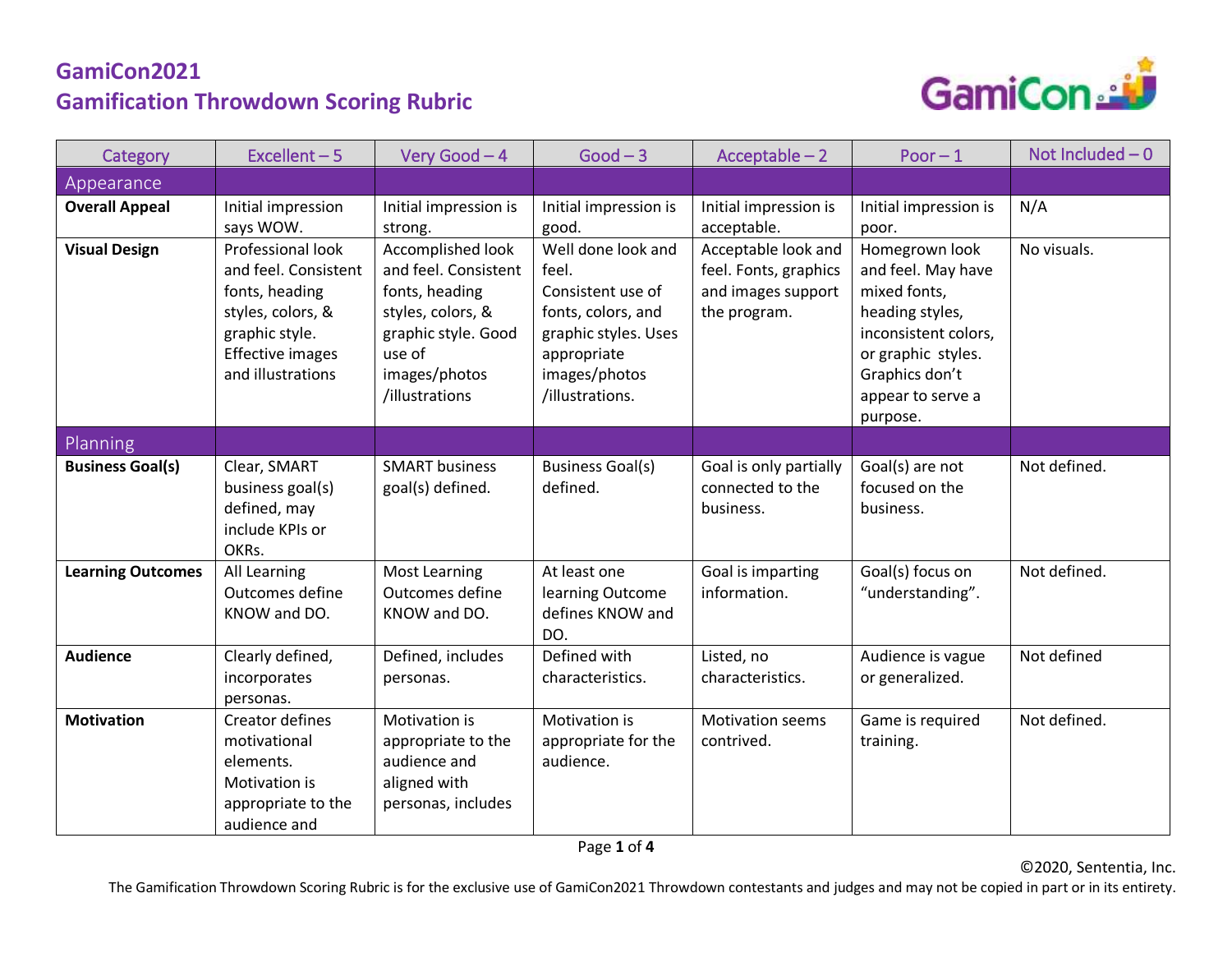# GamiCon2021
## Gamification Throwdown Scoring Rubric

| Category | Excellent – 5 | Very Good – 4 | Good – 3 | Acceptable – 2 | Poor – 1 | Not Included – 0 |
|---|---|---|---|---|---|---|
| Appearance | | | | | | |
| **Overall Appeal** | Initial impression says WOW. | Initial impression is strong. | Initial impression is good. | Initial impression is acceptable. | Initial impression is poor. | N/A |
| **Visual Design** | Professional look and feel. Consistent fonts, heading styles, colors, & graphic style. Effective images and illustrations | Accomplished look and feel. Consistent fonts, heading styles, colors, & graphic style. Good use of images/photos /illustrations | Well done look and feel. Consistent use of fonts, colors, and graphic styles. Uses appropriate images/photos /illustrations. | Acceptable look and feel. Fonts, graphics and images support the program. | Homegrown look and feel. May have mixed fonts, heading styles, inconsistent colors, or graphic styles. Graphics don't appear to serve a purpose. | No visuals. |
| Planning | | | | | | |
| **Business Goal(s)** | Clear, SMART business goal(s) defined, may include KPIs or OKRs. | SMART business goal(s) defined. | Business Goal(s) defined. | Goal is only partially connected to the business. | Goal(s) are not focused on the business. | Not defined. |
| **Learning Outcomes** | All Learning Outcomes define KNOW and DO. | Most Learning Outcomes define KNOW and DO. | At least one learning Outcome defines KNOW and DO. | Goal is imparting information. | Goal(s) focus on "understanding". | Not defined. |
| **Audience** | Clearly defined, incorporates personas. | Defined, includes personas. | Defined with characteristics. | Listed, no characteristics. | Audience is vague or generalized. | Not defined |
| **Motivation** | Creator defines motivational elements. Motivation is appropriate to the audience and | Motivation is appropriate to the audience and aligned with personas, includes | Motivation is appropriate for the audience. | Motivation seems contrived. | Game is required training. | Not defined. |

©2020, Sententia, Inc.
The Gamification Throwdown Scoring Rubric is for the exclusive use of GamiCon2021 Throwdown contestants and judges and may not be copied in part or in its entirety.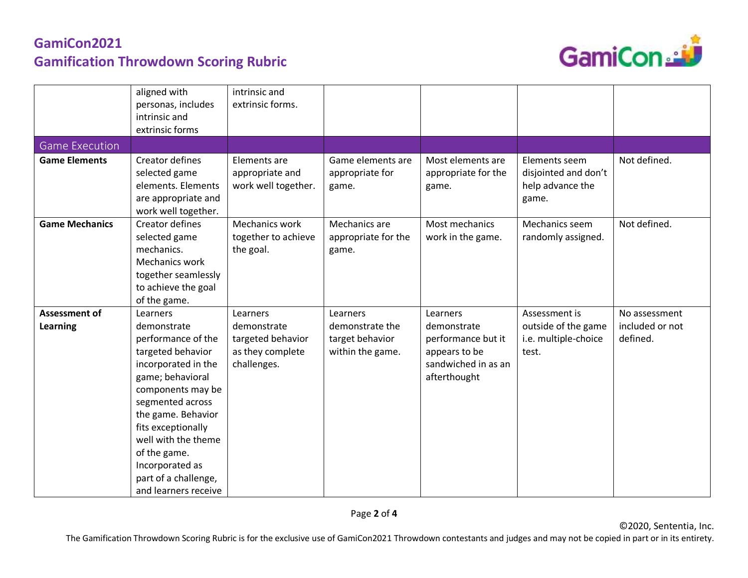| | | | | | | |
|---|---|---|---|---|---|---|
| | aligned with personas, includes intrinsic and extrinsic forms | intrinsic and extrinsic forms. | | | | |
| Game Execution | | | | | | |
| **Game Elements** | Creator defines selected game elements. Elements are appropriate and work well together. | Elements are appropriate and work well together. | Game elements are appropriate for game. | Most elements are appropriate for the game. | Elements seem disjointed and don't help advance the game. | Not defined. |
| **Game Mechanics** | Creator defines selected game mechanics. Mechanics work together seamlessly to achieve the goal of the game. | Mechanics work together to achieve the goal. | Mechanics are appropriate for the game. | Most mechanics work in the game. | Mechanics seem randomly assigned. | Not defined. |
| **Assessment of Learning** | Learners demonstrate performance of the targeted behavior incorporated in the game; behavioral components may be segmented across the game. Behavior fits exceptionally well with the theme of the game. Incorporated as part of a challenge, and learners receive | Learners demonstrate targeted behavior as they complete challenges. | Learners demonstrate the target behavior within the game. | Learners demonstrate performance but it appears to be sandwiched in as an afterthought | Assessment is outside of the game i.e. multiple-choice test. | No assessment included or not defined. |

©2020, Sententia, Inc.

The Gamification Throwdown Scoring Rubric is for the exclusive use of GamiCon2021 Throwdown contestants and judges and may not be copied in part or in its entirety.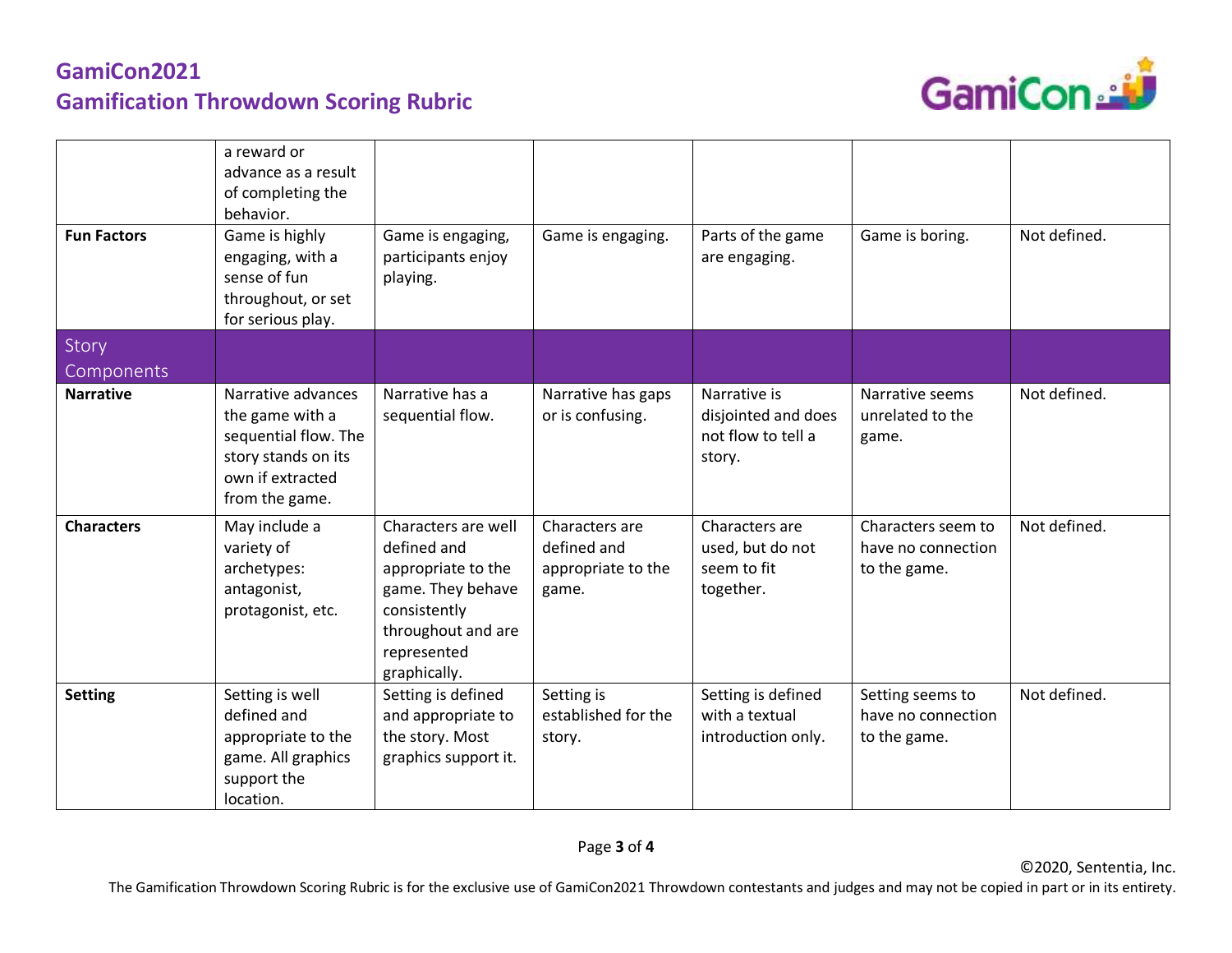# GamiCon2021
## Gamification Throwdown Scoring Rubric

| | | | | | | |
|---|---|---|---|---|---|---|
| | a reward or advance as a result of completing the behavior. | | | | | |
| **Fun Factors** | Game is highly engaging, with a sense of fun throughout, or set for serious play. | Game is engaging, participants enjoy playing. | Game is engaging. | Parts of the game are engaging. | Game is boring. | Not defined. |
| Story Components | | | | | | |
| **Narrative** | Narrative advances the game with a sequential flow. The story stands on its own if extracted from the game. | Narrative has a sequential flow. | Narrative has gaps or is confusing. | Narrative is disjointed and does not flow to tell a story. | Narrative seems unrelated to the game. | Not defined. |
| **Characters** | May include a variety of archetypes: antagonist, protagonist, etc. | Characters are well defined and appropriate to the game. They behave consistently throughout and are represented graphically. | Characters are defined and appropriate to the game. | Characters are used, but do not seem to fit together. | Characters seem to have no connection to the game. | Not defined. |
| **Setting** | Setting is well defined and appropriate to the game. All graphics support the location. | Setting is defined and appropriate to the story. Most graphics support it. | Setting is established for the story. | Setting is defined with a textual introduction only. | Setting seems to have no connection to the game. | Not defined. |

©2020, Sententia, Inc.
The Gamification Throwdown Scoring Rubric is for the exclusive use of GamiCon2021 Throwdown contestants and judges and may not be copied in part or in its entirety.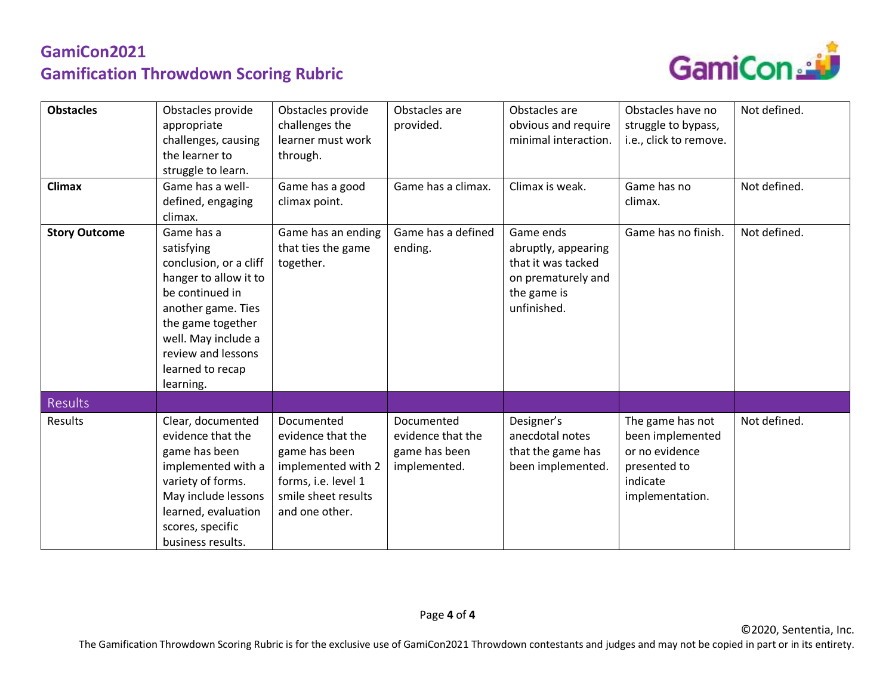# GamiCon2021
## Gamification Throwdown Scoring Rubric

| | | | | | | |
|---|---|---|---|---|---|---|
| **Obstacles** | Obstacles provide appropriate challenges, causing the learner to struggle to learn. | Obstacles provide challenges the learner must work through. | Obstacles are provided. | Obstacles are obvious and require minimal interaction. | Obstacles have no struggle to bypass, i.e., click to remove. | Not defined. |
| **Climax** | Game has a well-defined, engaging climax. | Game has a good climax point. | Game has a climax. | Climax is weak. | Game has no climax. | Not defined. |
| **Story Outcome** | Game has a satisfying conclusion, or a cliff hanger to allow it to be continued in another game. Ties the game together well. May include a review and lessons learned to recap learning. | Game has an ending that ties the game together. | Game has a defined ending. | Game ends abruptly, appearing that it was tacked on prematurely and the game is unfinished. | Game has no finish. | Not defined. |
| Results | | | | | | |
| Results | Clear, documented evidence that the game has been implemented with a variety of forms. May include lessons learned, evaluation scores, specific business results. | Documented evidence that the game has been implemented with 2 forms, i.e. level 1 smile sheet results and one other. | Documented evidence that the game has been implemented. | Designer's anecdotal notes that the game has been implemented. | The game has not been implemented or no evidence presented to indicate implementation. | Not defined. |

©2020, Sententia, Inc.

The Gamification Throwdown Scoring Rubric is for the exclusive use of GamiCon2021 Throwdown contestants and judges and may not be copied in part or in its entirety.